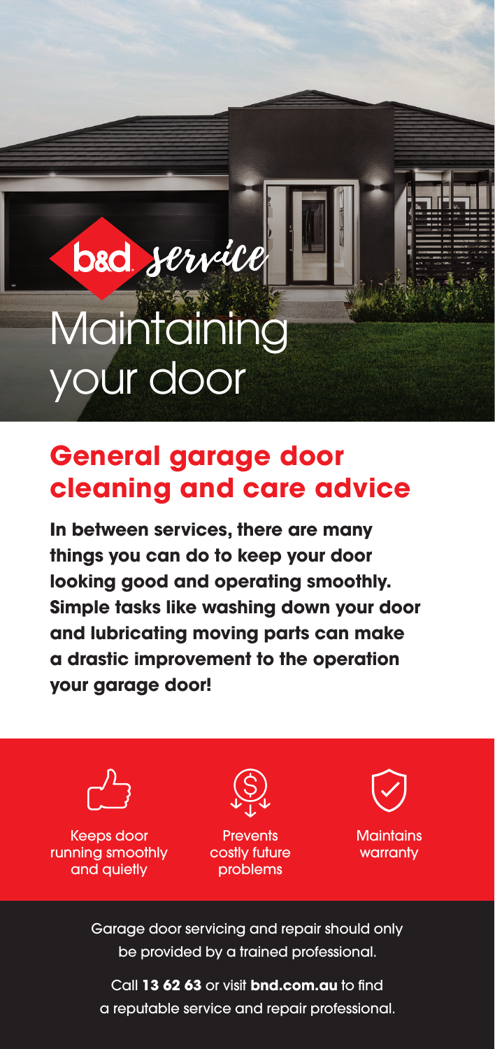b&d *service*

# Maintaining your door

## General garage door cleaning and care advice

**In between services, there are many things you can do to keep your door looking good and operating smoothly. Simple tasks like washing down your door and lubricating moving parts can make a drastic improvement to the operation your garage door!**

Keeps door running smoothly and quietly

Prevents costly future problems

Maintains warranty

Garage door servicing and repair should only be provided by a trained professional.

Call **13 62 63** or visit **bnd.com.au** to find a reputable service and repair professional.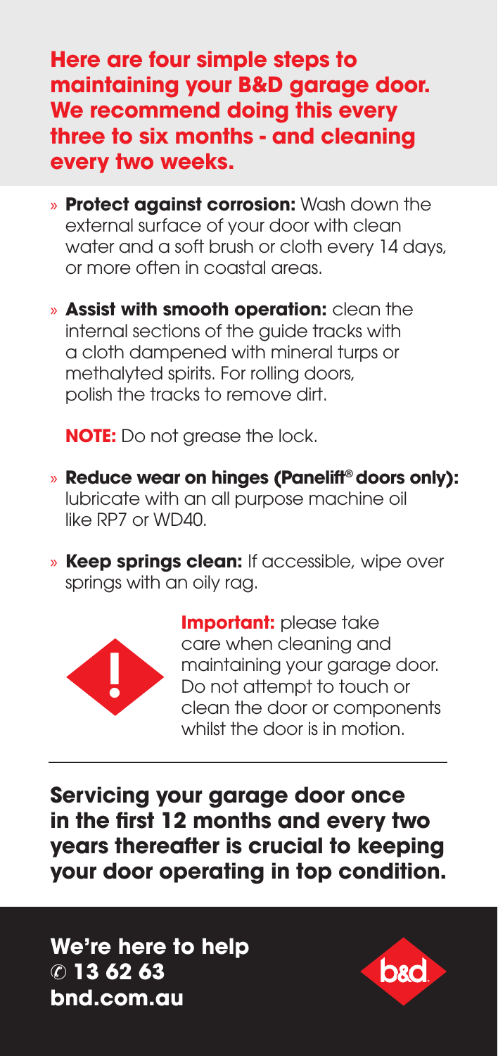**Here are four simple steps to maintaining your B&D garage door. We recommend doing this every three to six months - and cleaning every two weeks.**

- **Protect against corrosion:** Wash down the external surface of your door with clean water and a soft brush or cloth every 14 days, or more often in coastal areas.
- **Assist with smooth operation:** clean the internal sections of the guide tracks with a cloth dampened with mineral turps or methalyted spirits. For rolling doors, polish the tracks to remove dirt.

  **NOTE:** Do not grease the lock.

- **Reduce wear on hinges (Panelift® doors only):** lubricate with an all purpose machine oil like RP7 or WD40.
- **Keep springs clean:** If accessible, wipe over springs with an oily rag.

**Important:** please take care when cleaning and maintaining your garage door. Do not attempt to touch or clean the door or components whilst the door is in motion.

---

**Servicing your garage door once in the first 12 months and every two years thereafter is crucial to keeping your door operating in top condition.**

**We're here to help**
**13 62 63**
**bnd.com.au**